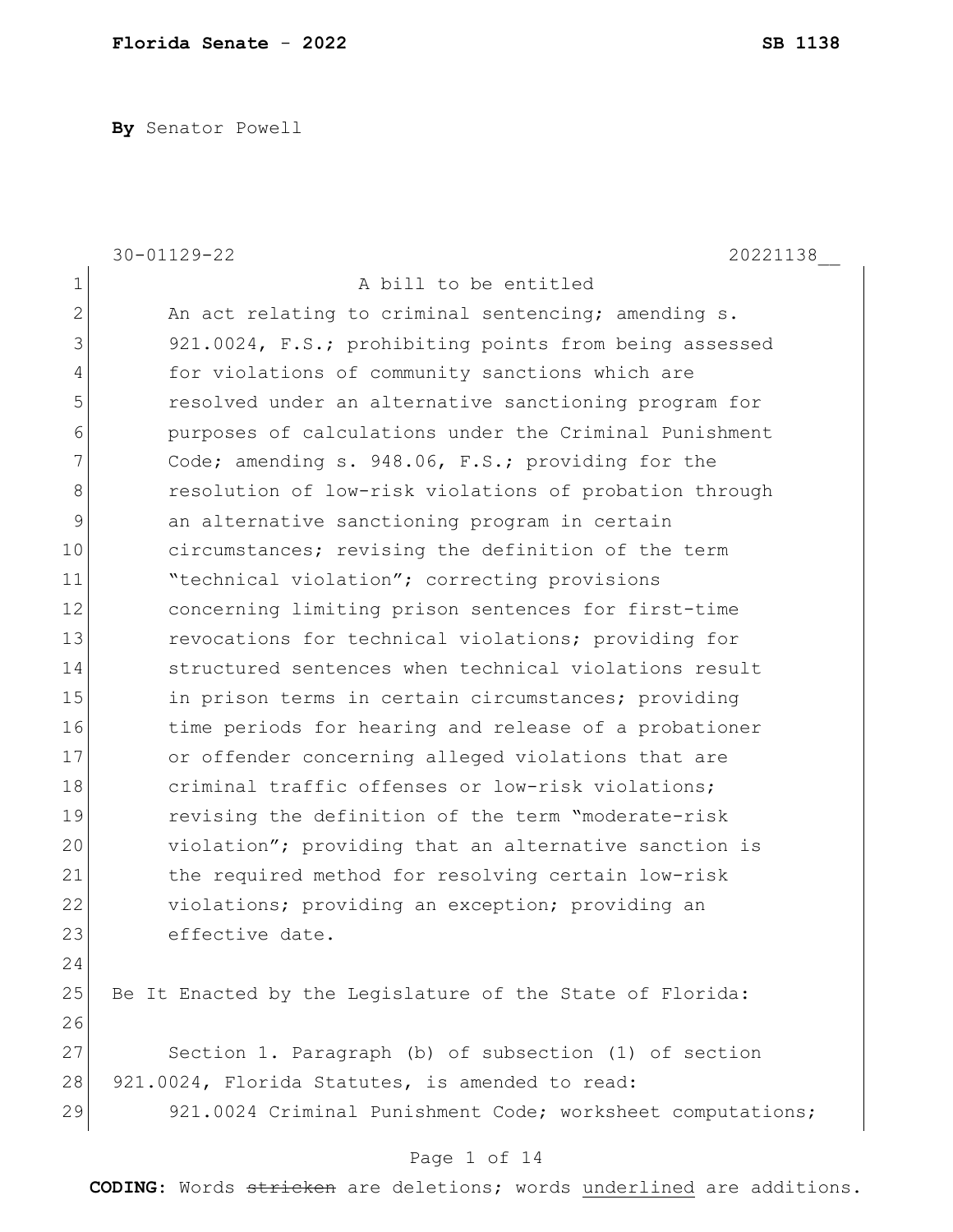**By** Senator Powell

30-01129-22 20221138__

A bill to be entitled

An act relating to criminal sentencing; amending s. 921.0024, F.S.; prohibiting points from being assessed for violations of community sanctions which are resolved under an alternative sanctioning program for purposes of calculations under the Criminal Punishment Code; amending s. 948.06, F.S.; providing for the resolution of low-risk violations of probation through an alternative sanctioning program in certain circumstances; revising the definition of the term "technical violation"; correcting provisions concerning limiting prison sentences for first-time revocations for technical violations; providing for structured sentences when technical violations result in prison terms in certain circumstances; providing time periods for hearing and release of a probationer or offender concerning alleged violations that are criminal traffic offenses or low-risk violations; revising the definition of the term "moderate-risk violation"; providing that an alternative sanction is the required method for resolving certain low-risk violations; providing an exception; providing an effective date.

Be It Enacted by the Legislature of the State of Florida:

Section 1. Paragraph (b) of subsection (1) of section 921.0024, Florida Statutes, is amended to read:

921.0024 Criminal Punishment Code; worksheet computations;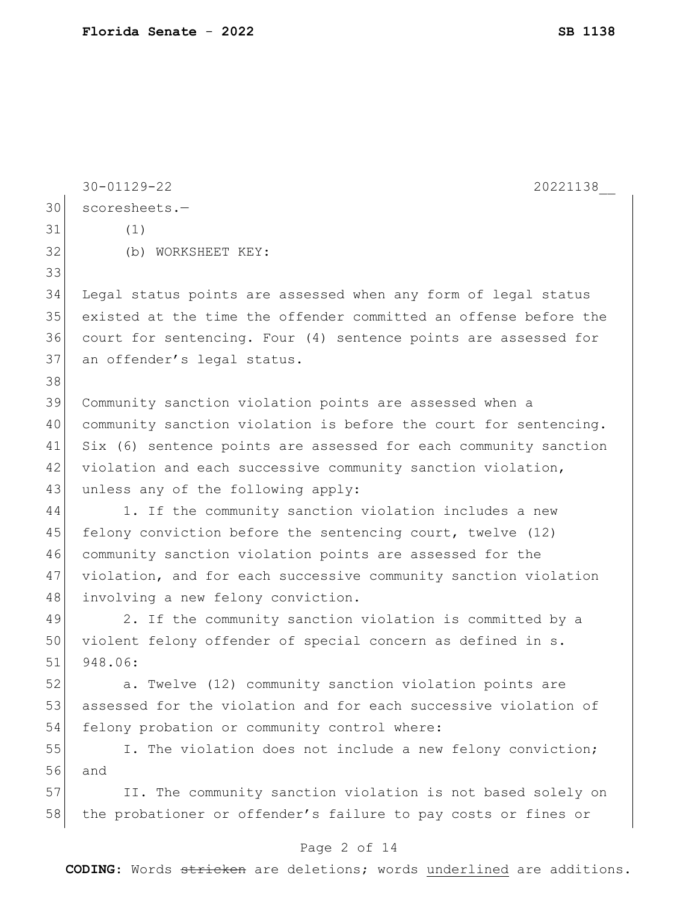scoresheets.—

(1)

(b) WORKSHEET KEY:

Legal status points are assessed when any form of legal status existed at the time the offender committed an offense before the court for sentencing. Four (4) sentence points are assessed for an offender's legal status.

Community sanction violation points are assessed when a community sanction violation is before the court for sentencing. Six (6) sentence points are assessed for each community sanction violation and each successive community sanction violation, unless any of the following apply:

1. If the community sanction violation includes a new felony conviction before the sentencing court, twelve (12) community sanction violation points are assessed for the violation, and for each successive community sanction violation involving a new felony conviction.

2. If the community sanction violation is committed by a violent felony offender of special concern as defined in s. 948.06:

a. Twelve (12) community sanction violation points are assessed for the violation and for each successive violation of felony probation or community control where:

I. The violation does not include a new felony conviction; and

II. The community sanction violation is not based solely on the probationer or offender's failure to pay costs or fines or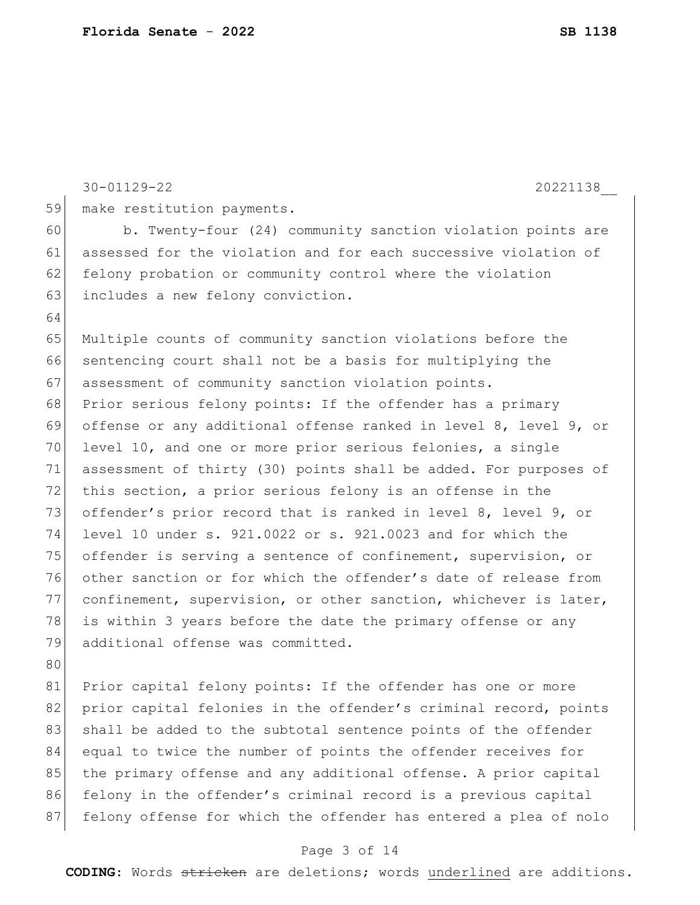make restitution payments.

b. Twenty-four (24) community sanction violation points are assessed for the violation and for each successive violation of felony probation or community control where the violation includes a new felony conviction.

Multiple counts of community sanction violations before the sentencing court shall not be a basis for multiplying the assessment of community sanction violation points.

Prior serious felony points: If the offender has a primary offense or any additional offense ranked in level 8, level 9, or level 10, and one or more prior serious felonies, a single assessment of thirty (30) points shall be added. For purposes of this section, a prior serious felony is an offense in the offender's prior record that is ranked in level 8, level 9, or level 10 under s. 921.0022 or s. 921.0023 and for which the offender is serving a sentence of confinement, supervision, or other sanction or for which the offender's date of release from confinement, supervision, or other sanction, whichever is later, is within 3 years before the date the primary offense or any additional offense was committed.

Prior capital felony points: If the offender has one or more prior capital felonies in the offender's criminal record, points shall be added to the subtotal sentence points of the offender equal to twice the number of points the offender receives for the primary offense and any additional offense. A prior capital felony in the offender's criminal record is a previous capital felony offense for which the offender has entered a plea of nolo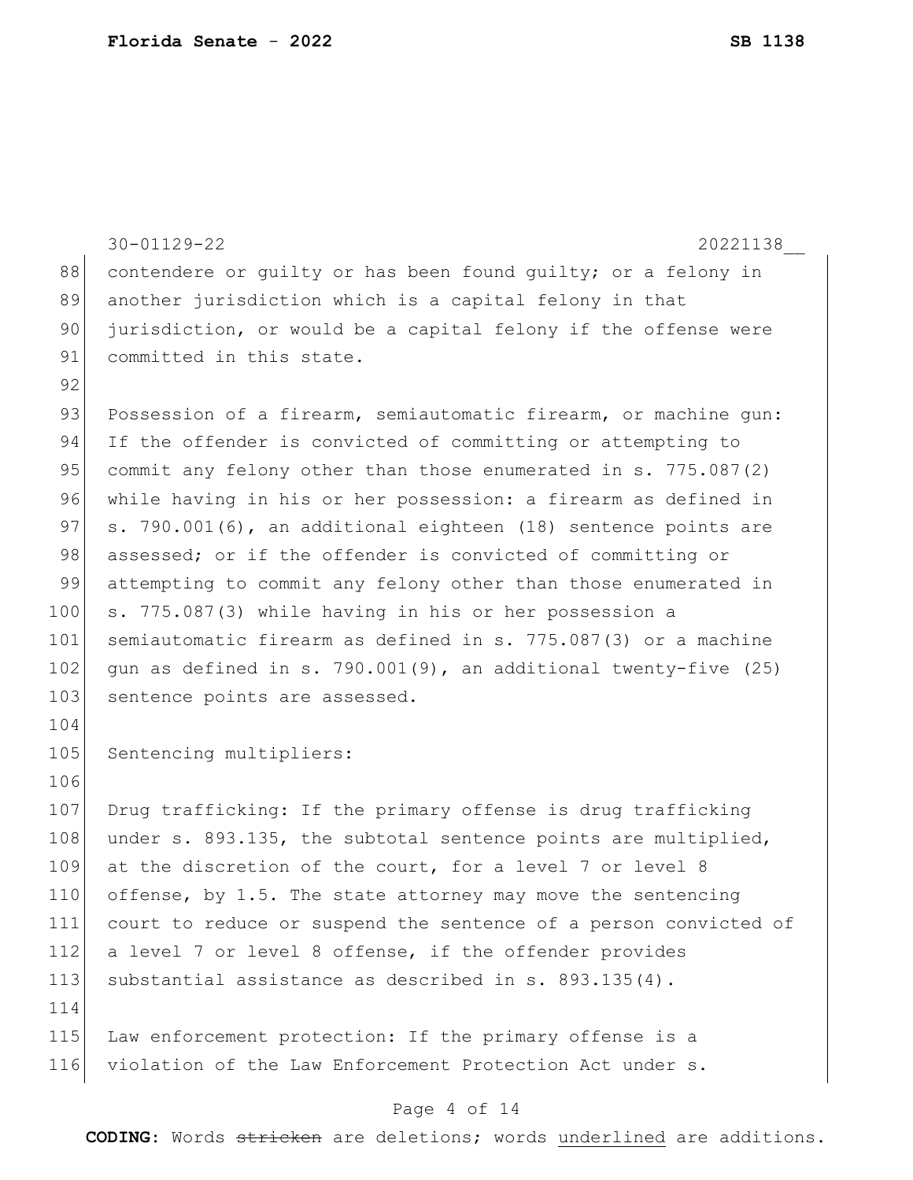contendere or guilty or has been found guilty; or a felony in another jurisdiction which is a capital felony in that jurisdiction, or would be a capital felony if the offense were committed in this state.

Possession of a firearm, semiautomatic firearm, or machine gun: If the offender is convicted of committing or attempting to commit any felony other than those enumerated in s. 775.087(2) while having in his or her possession: a firearm as defined in s. 790.001(6), an additional eighteen (18) sentence points are assessed; or if the offender is convicted of committing or attempting to commit any felony other than those enumerated in s. 775.087(3) while having in his or her possession a semiautomatic firearm as defined in s. 775.087(3) or a machine gun as defined in s. 790.001(9), an additional twenty-five (25) sentence points are assessed.

Sentencing multipliers:

Drug trafficking: If the primary offense is drug trafficking under s. 893.135, the subtotal sentence points are multiplied, at the discretion of the court, for a level 7 or level 8 offense, by 1.5. The state attorney may move the sentencing court to reduce or suspend the sentence of a person convicted of a level 7 or level 8 offense, if the offender provides substantial assistance as described in s. 893.135(4).

Law enforcement protection: If the primary offense is a violation of the Law Enforcement Protection Act under s.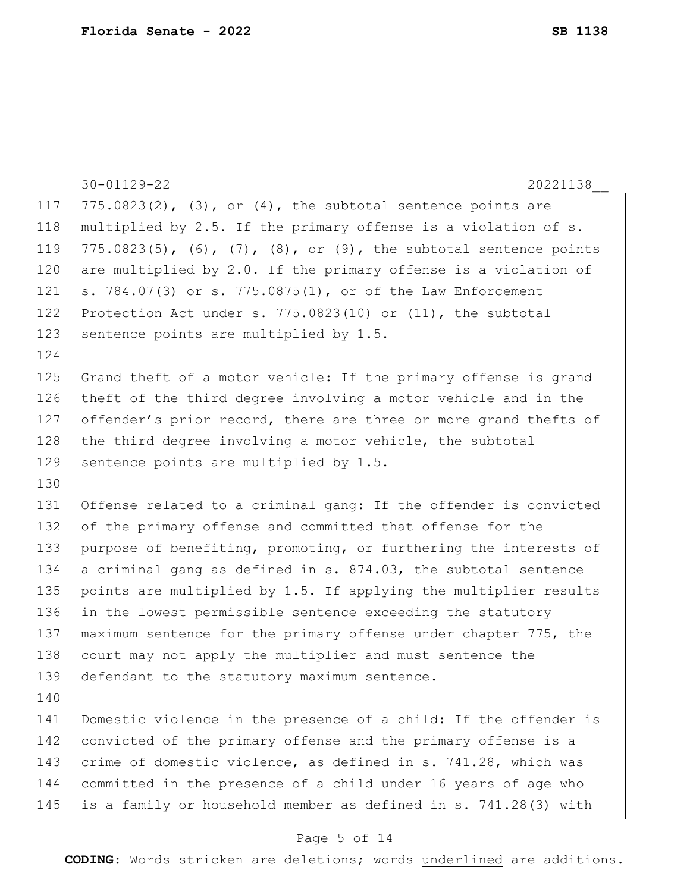775.0823(2), (3), or (4), the subtotal sentence points are multiplied by 2.5. If the primary offense is a violation of s. 775.0823(5), (6), (7), (8), or (9), the subtotal sentence points are multiplied by 2.0. If the primary offense is a violation of s. 784.07(3) or s. 775.0875(1), or of the Law Enforcement Protection Act under s. 775.0823(10) or (11), the subtotal sentence points are multiplied by 1.5.

Grand theft of a motor vehicle: If the primary offense is grand theft of the third degree involving a motor vehicle and in the offender's prior record, there are three or more grand thefts of the third degree involving a motor vehicle, the subtotal sentence points are multiplied by 1.5.

Offense related to a criminal gang: If the offender is convicted of the primary offense and committed that offense for the purpose of benefiting, promoting, or furthering the interests of a criminal gang as defined in s. 874.03, the subtotal sentence points are multiplied by 1.5. If applying the multiplier results in the lowest permissible sentence exceeding the statutory maximum sentence for the primary offense under chapter 775, the court may not apply the multiplier and must sentence the defendant to the statutory maximum sentence.

Domestic violence in the presence of a child: If the offender is convicted of the primary offense and the primary offense is a crime of domestic violence, as defined in s. 741.28, which was committed in the presence of a child under 16 years of age who is a family or household member as defined in s. 741.28(3) with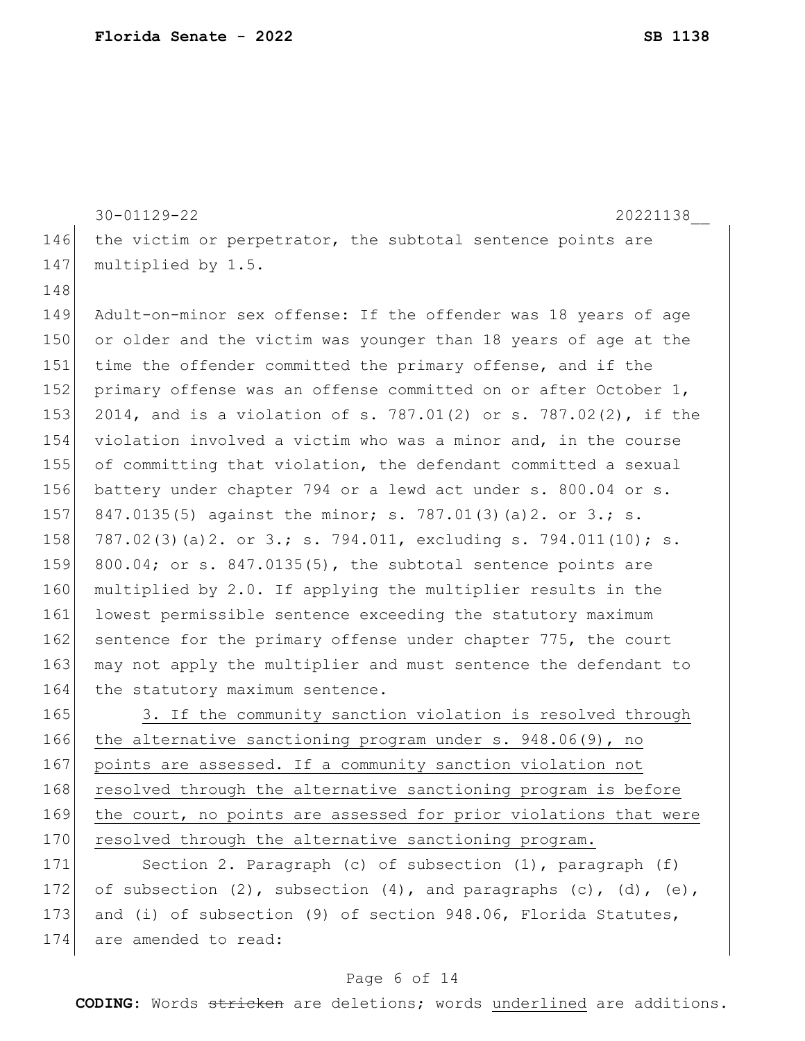the victim or perpetrator, the subtotal sentence points are multiplied by 1.5.

Adult-on-minor sex offense: If the offender was 18 years of age or older and the victim was younger than 18 years of age at the time the offender committed the primary offense, and if the primary offense was an offense committed on or after October 1, 2014, and is a violation of s. 787.01(2) or s. 787.02(2), if the violation involved a victim who was a minor and, in the course of committing that violation, the defendant committed a sexual battery under chapter 794 or a lewd act under s. 800.04 or s. 847.0135(5) against the minor; s. 787.01(3)(a)2. or 3.; s. 787.02(3)(a)2. or 3.; s. 794.011, excluding s. 794.011(10); s. 800.04; or s. 847.0135(5), the subtotal sentence points are multiplied by 2.0. If applying the multiplier results in the lowest permissible sentence exceeding the statutory maximum sentence for the primary offense under chapter 775, the court may not apply the multiplier and must sentence the defendant to the statutory maximum sentence.

<u>3. If the community sanction violation is resolved through the alternative sanctioning program under s. 948.06(9), no points are assessed. If a community sanction violation not resolved through the alternative sanctioning program is before the court, no points are assessed for prior violations that were resolved through the alternative sanctioning program.</u>

Section 2. Paragraph (c) of subsection (1), paragraph (f) of subsection (2), subsection (4), and paragraphs (c), (d), (e), and (i) of subsection (9) of section 948.06, Florida Statutes, are amended to read: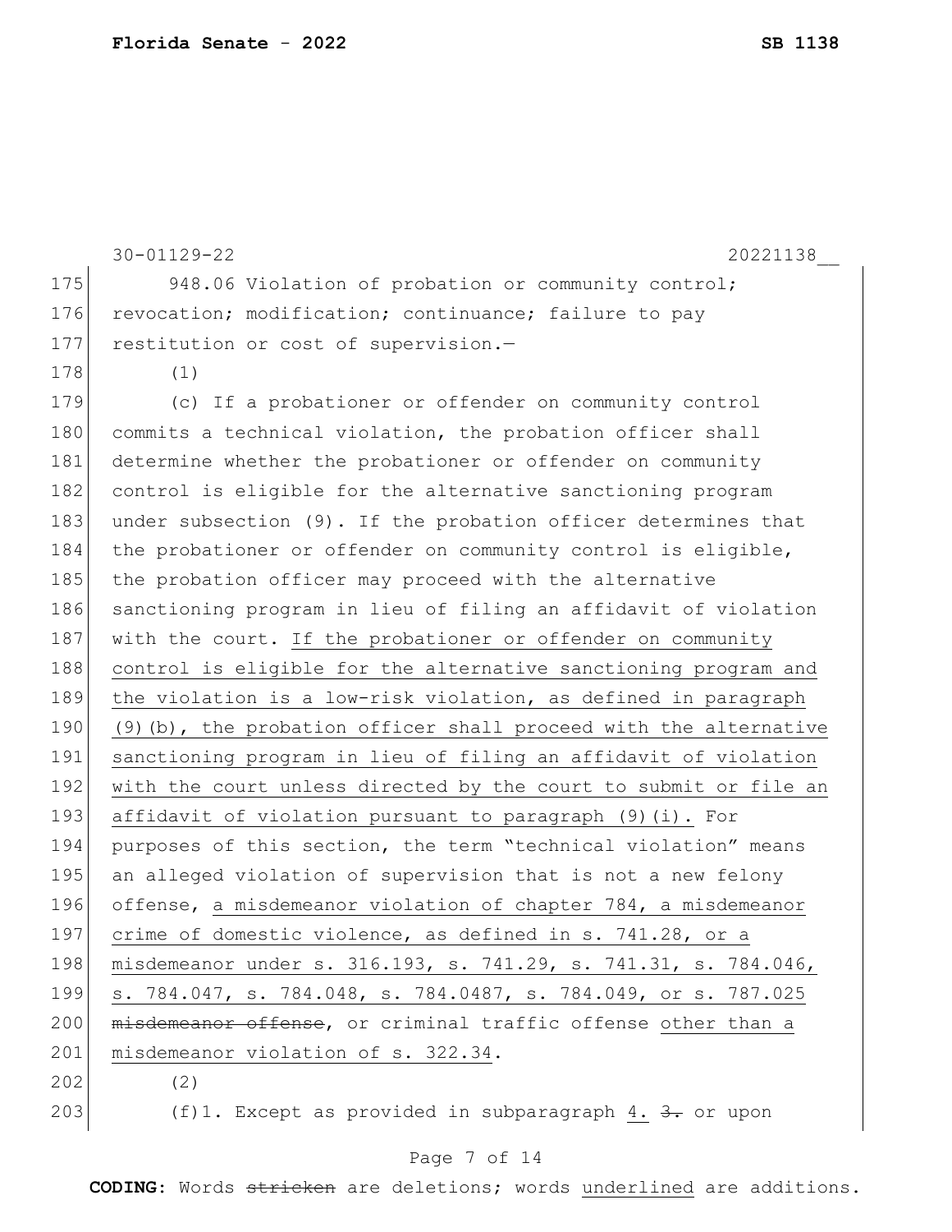30-01129-22 20221138__

175 948.06 Violation of probation or community control;
176 revocation; modification; continuance; failure to pay
177 restitution or cost of supervision.—
178 (1)
179 (c) If a probationer or offender on community control
180 commits a technical violation, the probation officer shall
181 determine whether the probationer or offender on community
182 control is eligible for the alternative sanctioning program
183 under subsection (9). If the probation officer determines that
184 the probationer or offender on community control is eligible,
185 the probation officer may proceed with the alternative
186 sanctioning program in lieu of filing an affidavit of violation
187 with the court. <u>If the probationer or offender on community</u>
188 <u>control is eligible for the alternative sanctioning program and</u>
189 <u>the violation is a low-risk violation, as defined in paragraph</u>
190 <u>(9)(b), the probation officer shall proceed with the alternative</u>
191 <u>sanctioning program in lieu of filing an affidavit of violation</u>
192 <u>with the court unless directed by the court to submit or file an</u>
193 <u>affidavit of violation pursuant to paragraph (9)(i).</u> For
194 purposes of this section, the term "technical violation" means
195 an alleged violation of supervision that is not a new felony
196 offense, <u>a misdemeanor violation of chapter 784, a misdemeanor</u>
197 <u>crime of domestic violence, as defined in s. 741.28, or a</u>
198 <u>misdemeanor under s. 316.193, s. 741.29, s. 741.31, s. 784.046,</u>
199 <u>s. 784.047, s. 784.048, s. 784.0487, s. 784.049, or s. 787.025</u>
200 ~~misdemeanor offense~~, or criminal traffic offense <u>other than a</u>
201 <u>misdemeanor violation of s. 322.34</u>.
202 (2)
203 (f)1. Except as provided in subparagraph <u>4.</u> ~~3.~~ or upon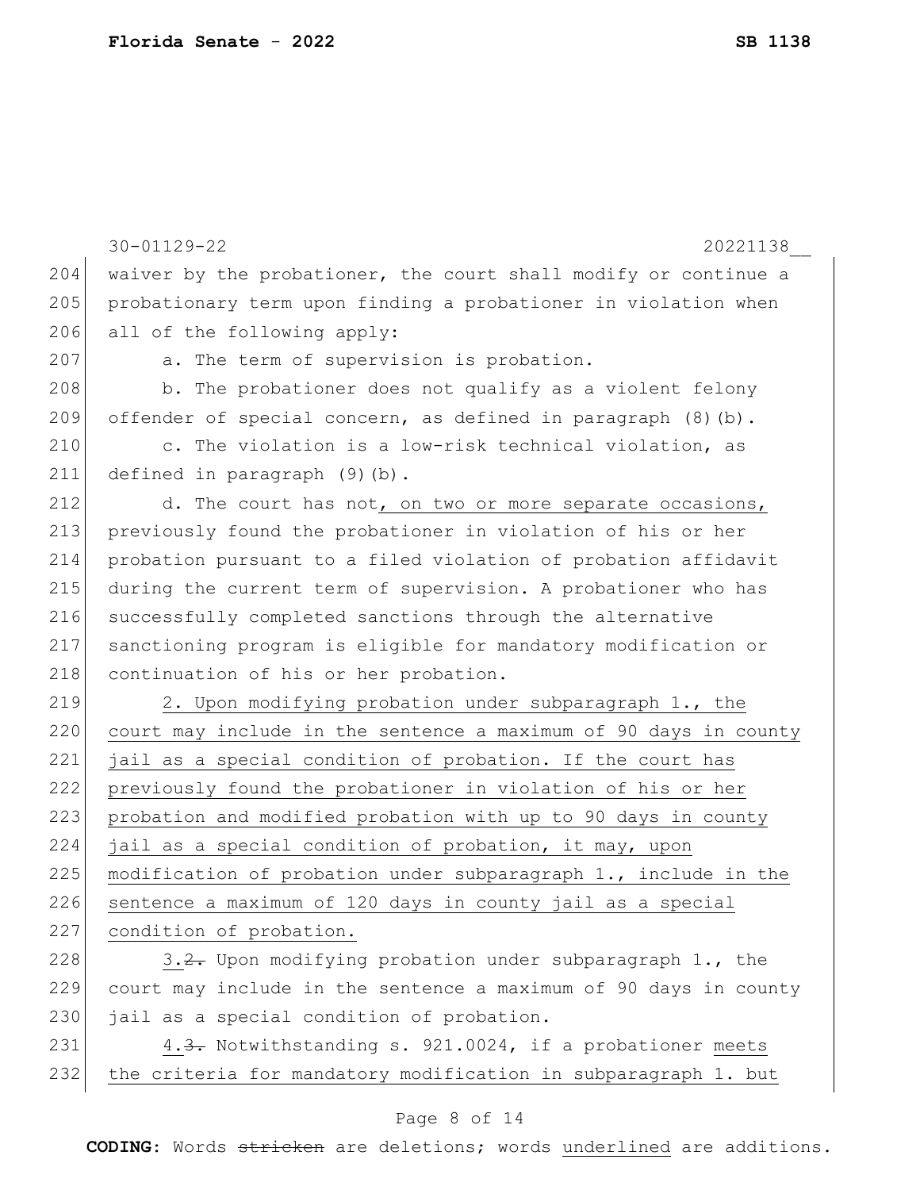waiver by the probationer, the court shall modify or continue a probationary term upon finding a probationer in violation when all of the following apply:

a. The term of supervision is probation.

b. The probationer does not qualify as a violent felony offender of special concern, as defined in paragraph (8)(b).

c. The violation is a low-risk technical violation, as defined in paragraph (9)(b).

d. The court has not<u>, on two or more separate occasions,</u> previously found the probationer in violation of his or her probation pursuant to a filed violation of probation affidavit during the current term of supervision. A probationer who has successfully completed sanctions through the alternative sanctioning program is eligible for mandatory modification or continuation of his or her probation.

<u>2. Upon modifying probation under subparagraph 1., the court may include in the sentence a maximum of 90 days in county jail as a special condition of probation. If the court has previously found the probationer in violation of his or her probation and modified probation with up to 90 days in county jail as a special condition of probation, it may, upon modification of probation under subparagraph 1., include in the sentence a maximum of 120 days in county jail as a special condition of probation.</u>

<u>3.</u>~~2.~~ Upon modifying probation under subparagraph 1., the court may include in the sentence a maximum of 90 days in county jail as a special condition of probation.

<u>4.</u>~~3.~~ Notwithstanding s. 921.0024, if a probationer <u>meets the criteria for mandatory modification in subparagraph 1. but</u>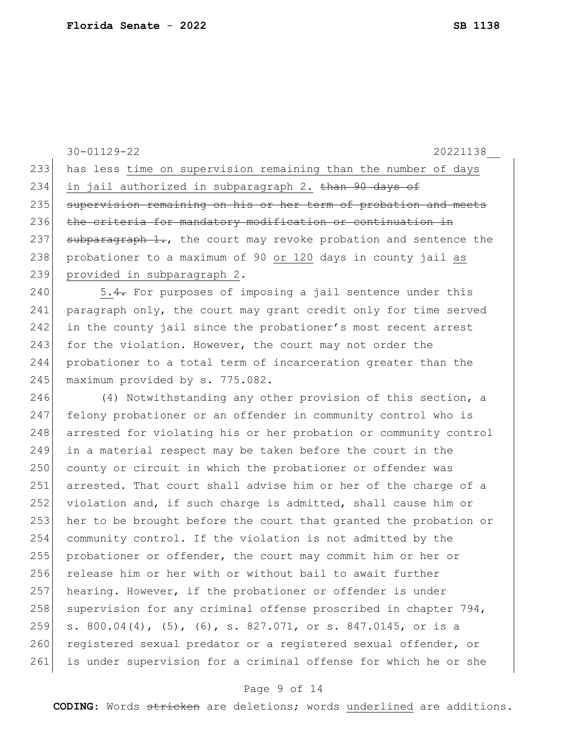30-01129-22 20221138__

233 has less <u>time on supervision remaining than the number of days</u>
234 <u>in jail authorized in subparagraph 2.</u> ~~than 90 days of~~
235 ~~supervision remaining on his or her term of probation and meets~~
236 ~~the criteria for mandatory modification or continuation in~~
237 ~~subparagraph 1.~~, the court may revoke probation and sentence the
238 probationer to a maximum of 90 <u>or 120</u> days in county jail <u>as</u>
239 <u>provided in subparagraph 2</u>.

240 <u>5.</u>~~4.~~ For purposes of imposing a jail sentence under this
241 paragraph only, the court may grant credit only for time served
242 in the county jail since the probationer's most recent arrest
243 for the violation. However, the court may not order the
244 probationer to a total term of incarceration greater than the
245 maximum provided by s. 775.082.

246 (4) Notwithstanding any other provision of this section, a
247 felony probationer or an offender in community control who is
248 arrested for violating his or her probation or community control
249 in a material respect may be taken before the court in the
250 county or circuit in which the probationer or offender was
251 arrested. That court shall advise him or her of the charge of a
252 violation and, if such charge is admitted, shall cause him or
253 her to be brought before the court that granted the probation or
254 community control. If the violation is not admitted by the
255 probationer or offender, the court may commit him or her or
256 release him or her with or without bail to await further
257 hearing. However, if the probationer or offender is under
258 supervision for any criminal offense proscribed in chapter 794,
259 s. 800.04(4), (5), (6), s. 827.071, or s. 847.0145, or is a
260 registered sexual predator or a registered sexual offender, or
261 is under supervision for a criminal offense for which he or she

**CODING:** Words ~~stricken~~ are deletions; words <u>underlined</u> are additions.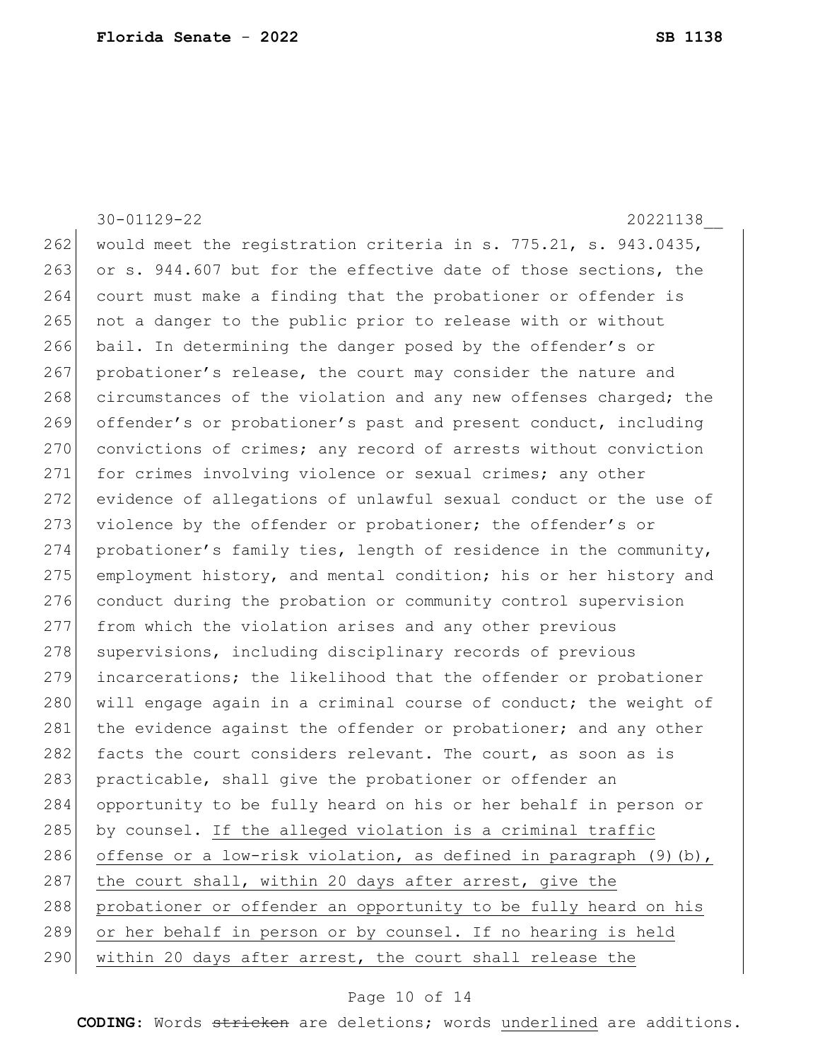would meet the registration criteria in s. 775.21, s. 943.0435, or s. 944.607 but for the effective date of those sections, the court must make a finding that the probationer or offender is not a danger to the public prior to release with or without bail. In determining the danger posed by the offender's or probationer's release, the court may consider the nature and circumstances of the violation and any new offenses charged; the offender's or probationer's past and present conduct, including convictions of crimes; any record of arrests without conviction for crimes involving violence or sexual crimes; any other evidence of allegations of unlawful sexual conduct or the use of violence by the offender or probationer; the offender's or probationer's family ties, length of residence in the community, employment history, and mental condition; his or her history and conduct during the probation or community control supervision from which the violation arises and any other previous supervisions, including disciplinary records of previous incarcerations; the likelihood that the offender or probationer will engage again in a criminal course of conduct; the weight of the evidence against the offender or probationer; and any other facts the court considers relevant. The court, as soon as is practicable, shall give the probationer or offender an opportunity to be fully heard on his or her behalf in person or by counsel. <u>If the alleged violation is a criminal traffic offense or a low-risk violation, as defined in paragraph (9)(b), the court shall, within 20 days after arrest, give the probationer or offender an opportunity to be fully heard on his or her behalf in person or by counsel. If no hearing is held within 20 days after arrest, the court shall release the</u>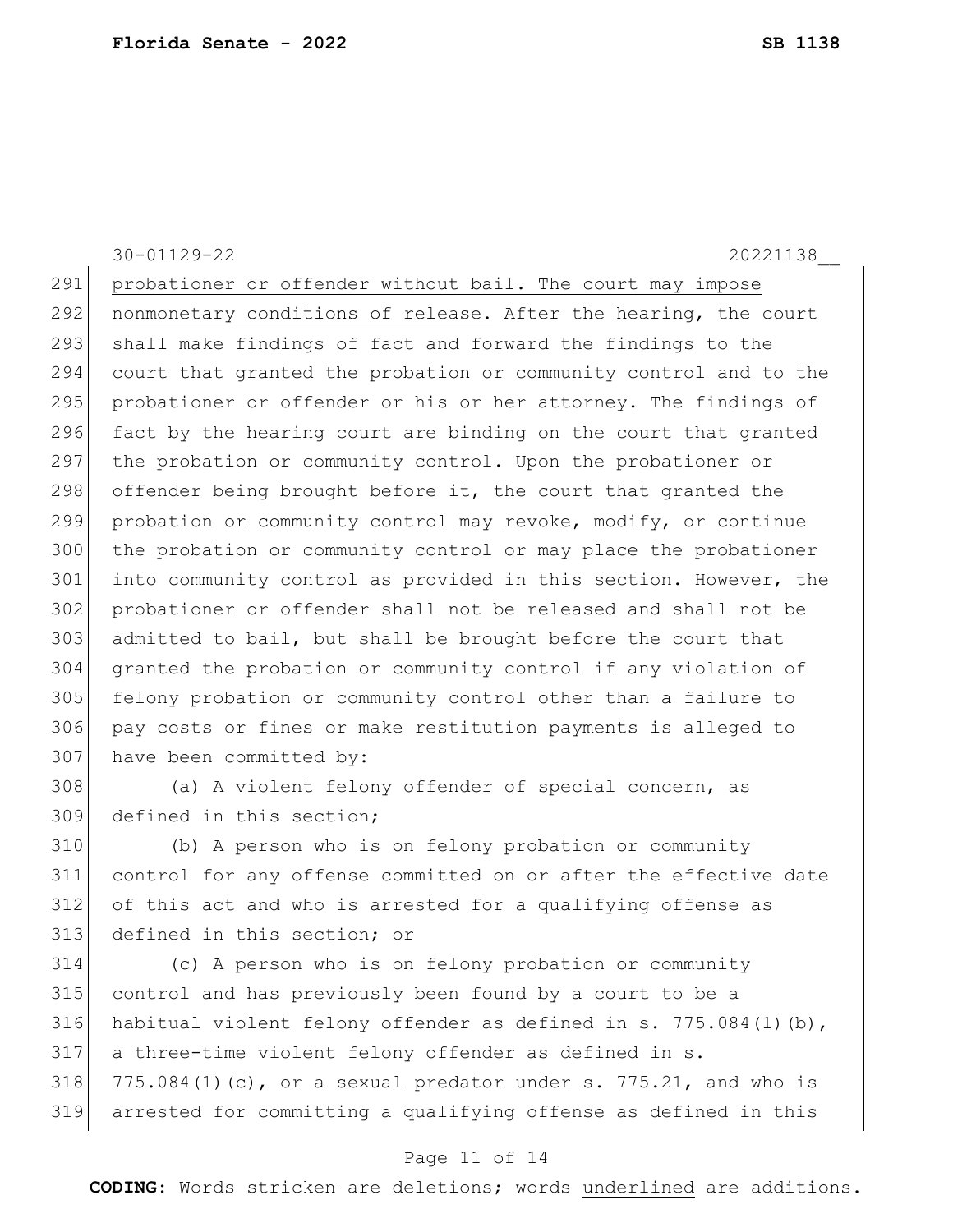probationer or offender without bail. The court may impose nonmonetary conditions of release. After the hearing, the court shall make findings of fact and forward the findings to the court that granted the probation or community control and to the probationer or offender or his or her attorney. The findings of fact by the hearing court are binding on the court that granted the probation or community control. Upon the probationer or offender being brought before it, the court that granted the probation or community control may revoke, modify, or continue the probation or community control or may place the probationer into community control as provided in this section. However, the probationer or offender shall not be released and shall not be admitted to bail, but shall be brought before the court that granted the probation or community control if any violation of felony probation or community control other than a failure to pay costs or fines or make restitution payments is alleged to have been committed by:

(a) A violent felony offender of special concern, as defined in this section;

(b) A person who is on felony probation or community control for any offense committed on or after the effective date of this act and who is arrested for a qualifying offense as defined in this section; or

(c) A person who is on felony probation or community control and has previously been found by a court to be a habitual violent felony offender as defined in s. 775.084(1)(b), a three-time violent felony offender as defined in s. 775.084(1)(c), or a sexual predator under s. 775.21, and who is arrested for committing a qualifying offense as defined in this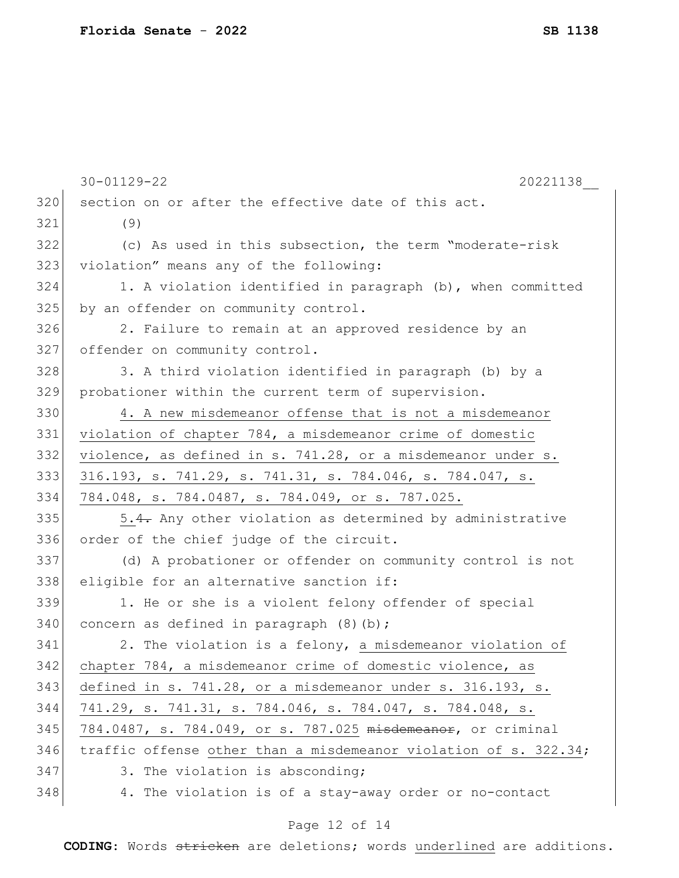30-01129-22 20221138__

section on or after the effective date of this act.

(9)

(c) As used in this subsection, the term “moderate-risk violation” means any of the following:

1. A violation identified in paragraph (b), when committed by an offender on community control.

2. Failure to remain at an approved residence by an offender on community control.

3. A third violation identified in paragraph (b) by a probationer within the current term of supervision.

4. A new misdemeanor offense that is not a misdemeanor violation of chapter 784, a misdemeanor crime of domestic violence, as defined in s. 741.28, or a misdemeanor under s. 316.193, s. 741.29, s. 741.31, s. 784.046, s. 784.047, s. 784.048, s. 784.0487, s. 784.049, or s. 787.025.

5.~~4.~~ Any other violation as determined by administrative order of the chief judge of the circuit.

(d) A probationer or offender on community control is not eligible for an alternative sanction if:

1. He or she is a violent felony offender of special concern as defined in paragraph (8)(b);

2. The violation is a felony, a misdemeanor violation of chapter 784, a misdemeanor crime of domestic violence, as defined in s. 741.28, or a misdemeanor under s. 316.193, s. 741.29, s. 741.31, s. 784.046, s. 784.047, s. 784.048, s. 784.0487, s. 784.049, or s. 787.025 ~~misdemeanor~~, or criminal traffic offense other than a misdemeanor violation of s. 322.34;

3. The violation is absconding;

4. The violation is of a stay-away order or no-contact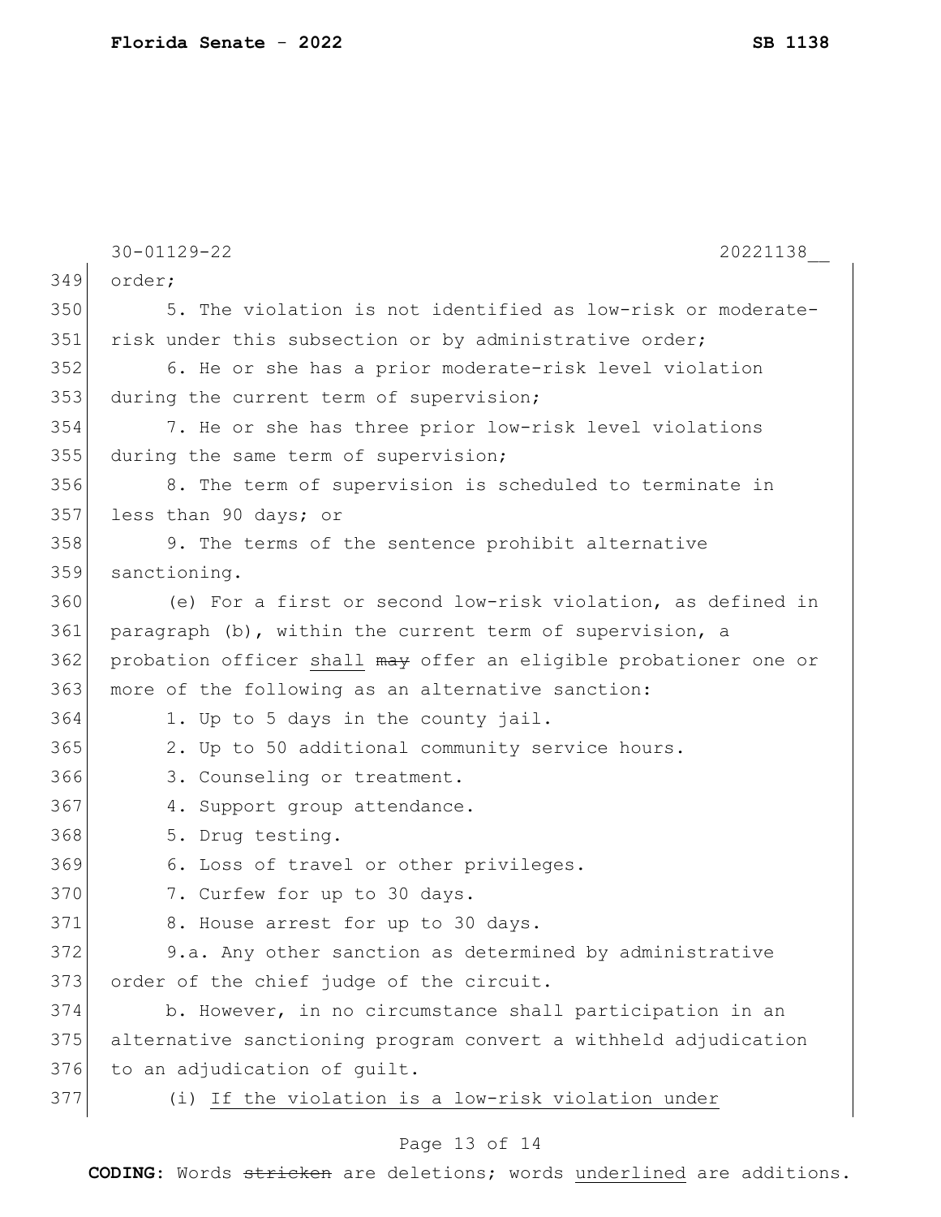order;

5. The violation is not identified as low-risk or moderate-risk under this subsection or by administrative order;

6. He or she has a prior moderate-risk level violation during the current term of supervision;

7. He or she has three prior low-risk level violations during the same term of supervision;

8. The term of supervision is scheduled to terminate in less than 90 days; or

9. The terms of the sentence prohibit alternative sanctioning.

(e) For a first or second low-risk violation, as defined in paragraph (b), within the current term of supervision, a probation officer <u>shall</u> ~~may~~ offer an eligible probationer one or more of the following as an alternative sanction:

1. Up to 5 days in the county jail.

2. Up to 50 additional community service hours.

3. Counseling or treatment.

4. Support group attendance.

5. Drug testing.

6. Loss of travel or other privileges.

7. Curfew for up to 30 days.

8. House arrest for up to 30 days.

9.a. Any other sanction as determined by administrative order of the chief judge of the circuit.

b. However, in no circumstance shall participation in an alternative sanctioning program convert a withheld adjudication to an adjudication of guilt.

(i) <u>If the violation is a low-risk violation under</u>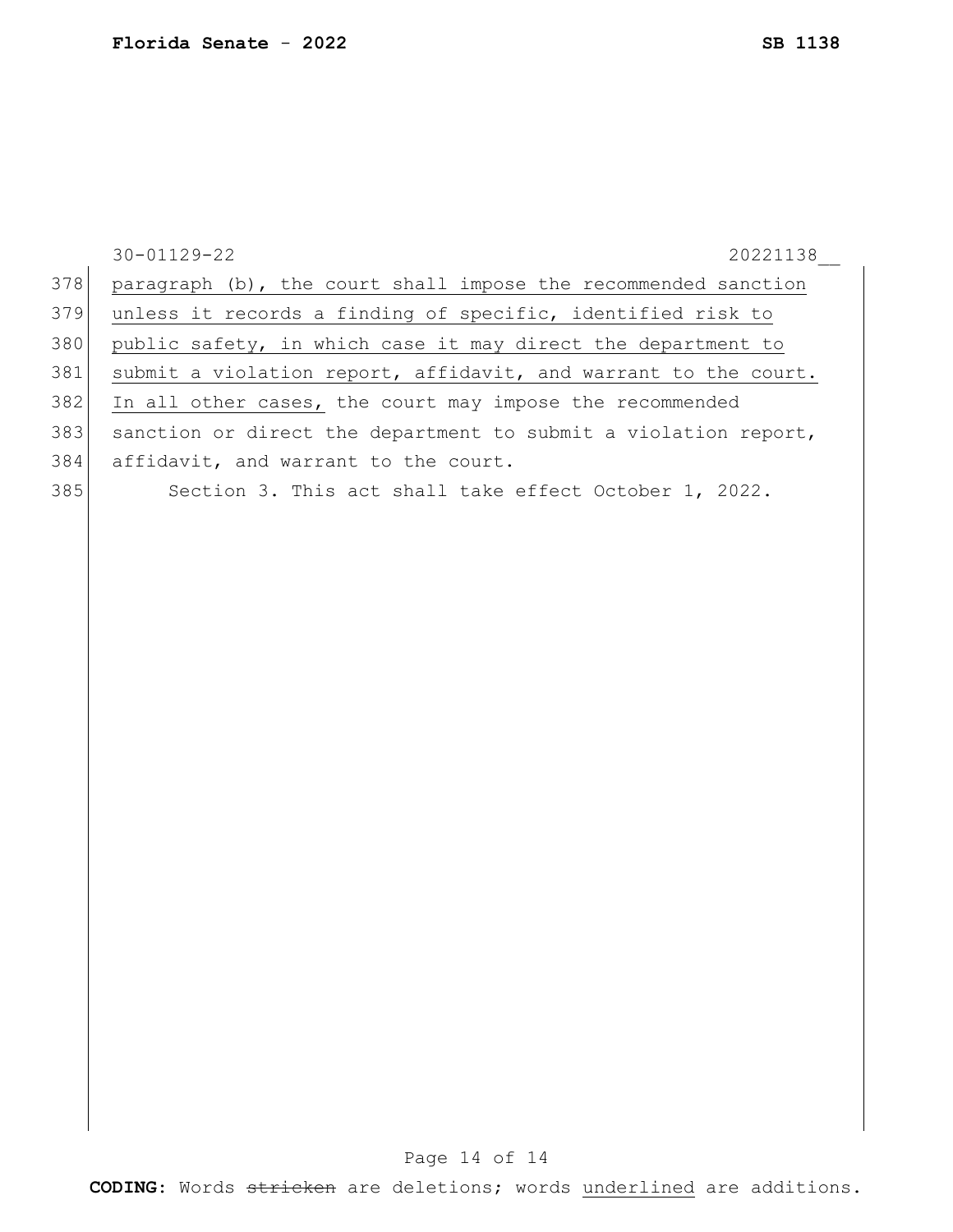paragraph (b), the court shall impose the recommended sanction unless it records a finding of specific, identified risk to public safety, in which case it may direct the department to submit a violation report, affidavit, and warrant to the court. In all other cases, the court may impose the recommended sanction or direct the department to submit a violation report, affidavit, and warrant to the court.

Section 3. This act shall take effect October 1, 2022.